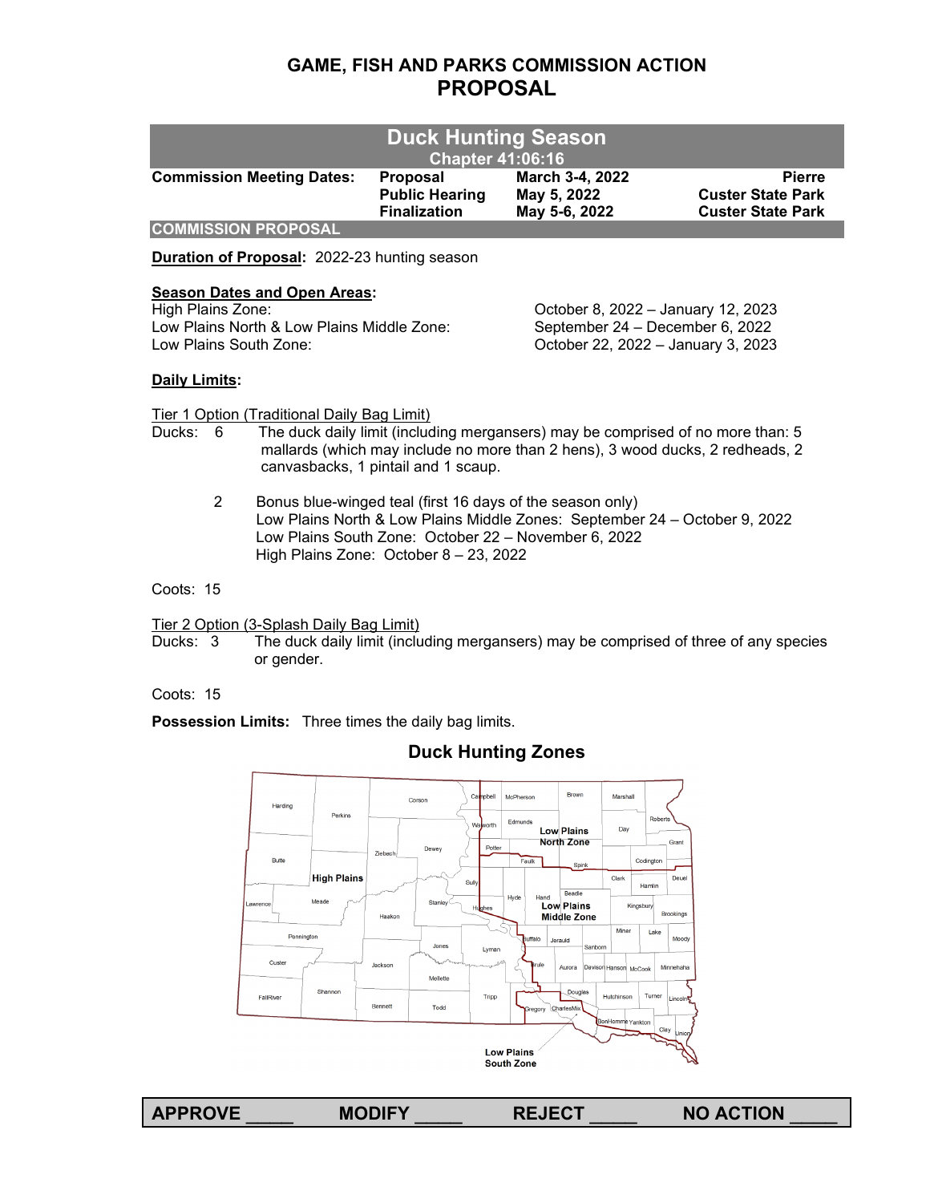# GAME, FISH AND PARKS COMMISSION ACTION
## PROPOSAL

## Duck Hunting Season
### Chapter 41:06:16

| Commission Meeting Dates: | Proposal | March 3-4, 2022 | Pierre |
|---|---|---|---|
| | Public Hearing | May 5, 2022 | Custer State Park |
| | Finalization | May 5-6, 2022 | Custer State Park |

**COMMISSION PROPOSAL**

**Duration of Proposal:** 2022-23 hunting season

**Season Dates and Open Areas:**

High Plains Zone: October 8, 2022 – January 12, 2023
Low Plains North & Low Plains Middle Zone: September 24 – December 6, 2022
Low Plains South Zone: October 22, 2022 – January 3, 2023

**Daily Limits:**

Tier 1 Option (Traditional Daily Bag Limit)

Ducks: 6 The duck daily limit (including mergansers) may be comprised of no more than: 5 mallards (which may include no more than 2 hens), 3 wood ducks, 2 redheads, 2 canvasbacks, 1 pintail and 1 scaup.

2 Bonus blue-winged teal (first 16 days of the season only)
Low Plains North & Low Plains Middle Zones: September 24 – October 9, 2022
Low Plains South Zone: October 22 – November 6, 2022
High Plains Zone: October 8 – 23, 2022

Coots: 15

Tier 2 Option (3-Splash Daily Bag Limit)

Ducks: 3 The duck daily limit (including mergansers) may be comprised of three of any species or gender.

Coots: 15

**Possession Limits:** Three times the daily bag limits.

## Duck Hunting Zones

High Plains | Low Plains North Zone | Low Plains Middle Zone | Low Plains South Zone

**APPROVE _____ MODIFY _____ REJECT _____ NO ACTION _____**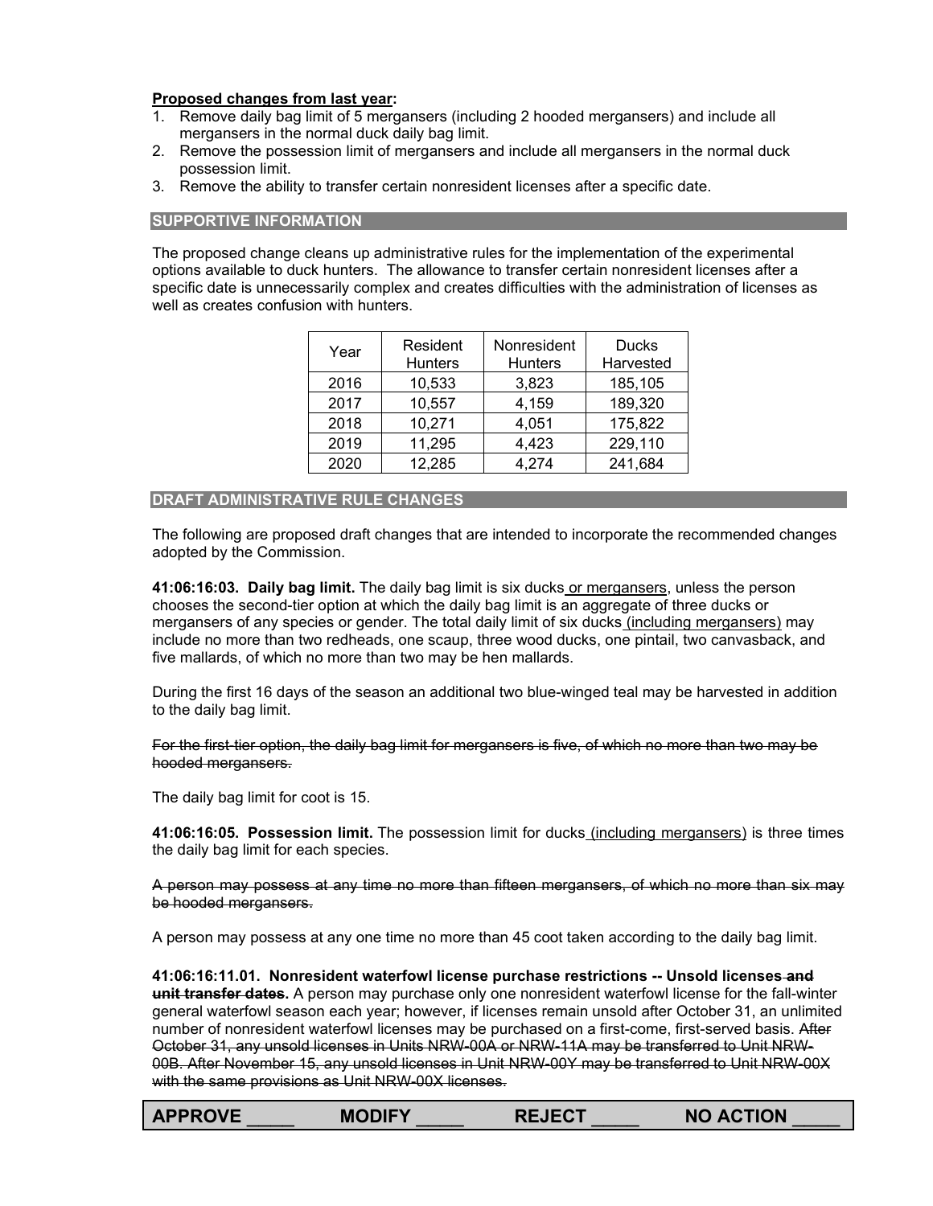**<u>Proposed changes from last year</u>:**

1. Remove daily bag limit of 5 mergansers (including 2 hooded mergansers) and include all mergansers in the normal duck daily bag limit.
2. Remove the possession limit of mergansers and include all mergansers in the normal duck possession limit.
3. Remove the ability to transfer certain nonresident licenses after a specific date.

## SUPPORTIVE INFORMATION

The proposed change cleans up administrative rules for the implementation of the experimental options available to duck hunters. The allowance to transfer certain nonresident licenses after a specific date is unnecessarily complex and creates difficulties with the administration of licenses as well as creates confusion with hunters.

| Year | Resident Hunters | Nonresident Hunters | Ducks Harvested |
|---|---|---|---|
| 2016 | 10,533 | 3,823 | 185,105 |
| 2017 | 10,557 | 4,159 | 189,320 |
| 2018 | 10,271 | 4,051 | 175,822 |
| 2019 | 11,295 | 4,423 | 229,110 |
| 2020 | 12,285 | 4,274 | 241,684 |

## DRAFT ADMINISTRATIVE RULE CHANGES

The following are proposed draft changes that are intended to incorporate the recommended changes adopted by the Commission.

**41:06:16:03. Daily bag limit.** The daily bag limit is six ducks<u> or mergansers</u>, unless the person chooses the second-tier option at which the daily bag limit is an aggregate of three ducks or mergansers of any species or gender. The total daily limit of six ducks<u> (including mergansers)</u> may include no more than two redheads, one scaup, three wood ducks, one pintail, two canvasback, and five mallards, of which no more than two may be hen mallards.

During the first 16 days of the season an additional two blue-winged teal may be harvested in addition to the daily bag limit.

~~For the first-tier option, the daily bag limit for mergansers is five, of which no more than two may be hooded mergansers.~~

The daily bag limit for coot is 15.

**41:06:16:05. Possession limit.** The possession limit for ducks<u> (including mergansers)</u> is three times the daily bag limit for each species.

~~A person may possess at any time no more than fifteen mergansers, of which no more than six may be hooded mergansers.~~

A person may possess at any one time no more than 45 coot taken according to the daily bag limit.

**41:06:16:11.01. Nonresident waterfowl license purchase restrictions -- Unsold licenses~~ and unit transfer dates~~.** A person may purchase only one nonresident waterfowl license for the fall-winter general waterfowl season each year; however, if licenses remain unsold after October 31, an unlimited number of nonresident waterfowl licenses may be purchased on a first-come, first-served basis. ~~After October 31, any unsold licenses in Units NRW-00A or NRW-11A may be transferred to Unit NRW-00B. After November 15, any unsold licenses in Unit NRW-00Y may be transferred to Unit NRW-00X with the same provisions as Unit NRW-00X licenses.~~

**APPROVE _____ MODIFY _____ REJECT _____ NO ACTION _____**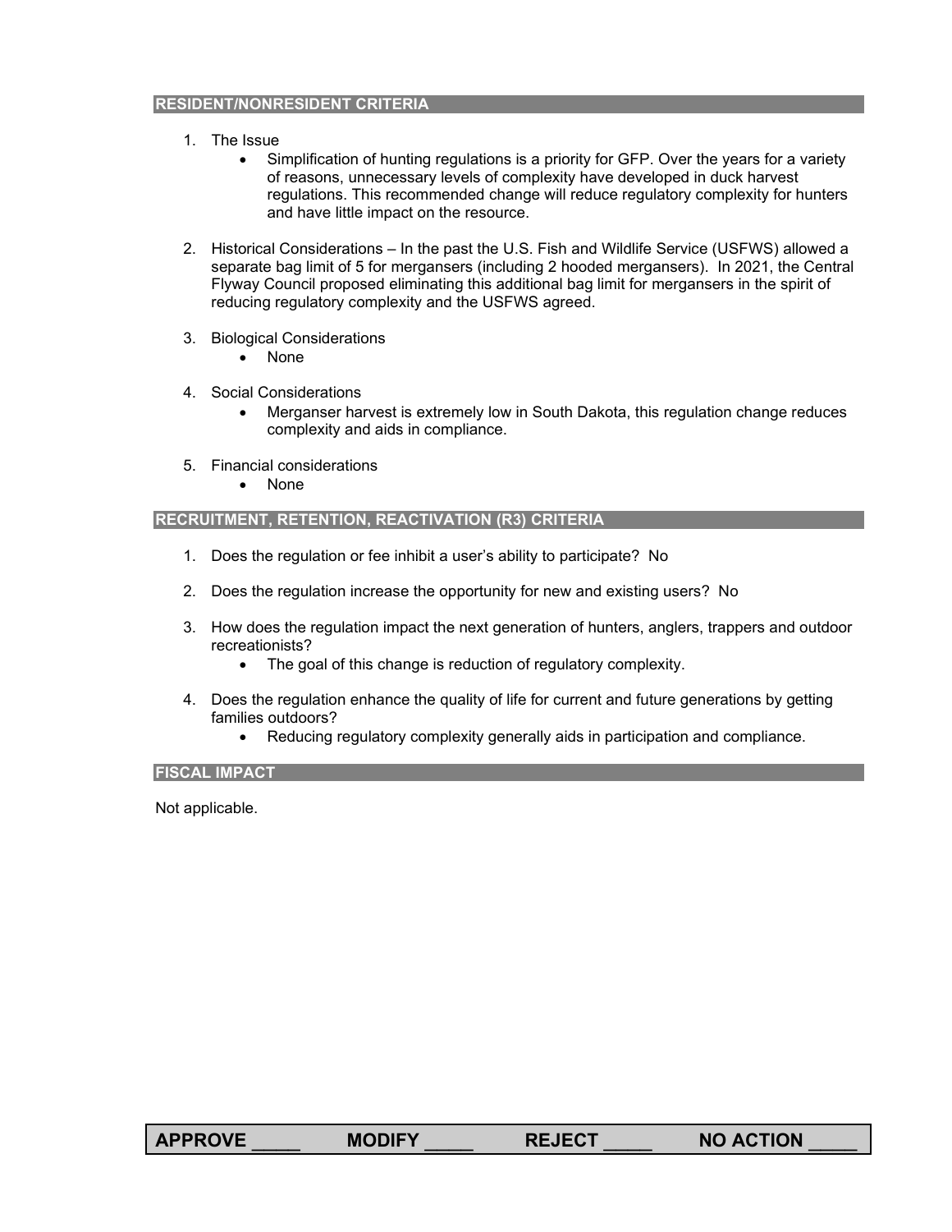## RESIDENT/NONRESIDENT CRITERIA

1. The Issue
   - Simplification of hunting regulations is a priority for GFP. Over the years for a variety of reasons, unnecessary levels of complexity have developed in duck harvest regulations. This recommended change will reduce regulatory complexity for hunters and have little impact on the resource.

2. Historical Considerations – In the past the U.S. Fish and Wildlife Service (USFWS) allowed a separate bag limit of 5 for mergansers (including 2 hooded mergansers). In 2021, the Central Flyway Council proposed eliminating this additional bag limit for mergansers in the spirit of reducing regulatory complexity and the USFWS agreed.

3. Biological Considerations
   - None

4. Social Considerations
   - Merganser harvest is extremely low in South Dakota, this regulation change reduces complexity and aids in compliance.

5. Financial considerations
   - None

## RECRUITMENT, RETENTION, REACTIVATION (R3) CRITERIA

1. Does the regulation or fee inhibit a user's ability to participate? No

2. Does the regulation increase the opportunity for new and existing users? No

3. How does the regulation impact the next generation of hunters, anglers, trappers and outdoor recreationists?
   - The goal of this change is reduction of regulatory complexity.

4. Does the regulation enhance the quality of life for current and future generations by getting families outdoors?
   - Reducing regulatory complexity generally aids in participation and compliance.

## FISCAL IMPACT

Not applicable.

| | | | |
|---|---|---|---|
| **APPROVE \_\_\_\_\_** | **MODIFY \_\_\_\_\_** | **REJECT \_\_\_\_\_** | **NO ACTION \_\_\_\_\_** |